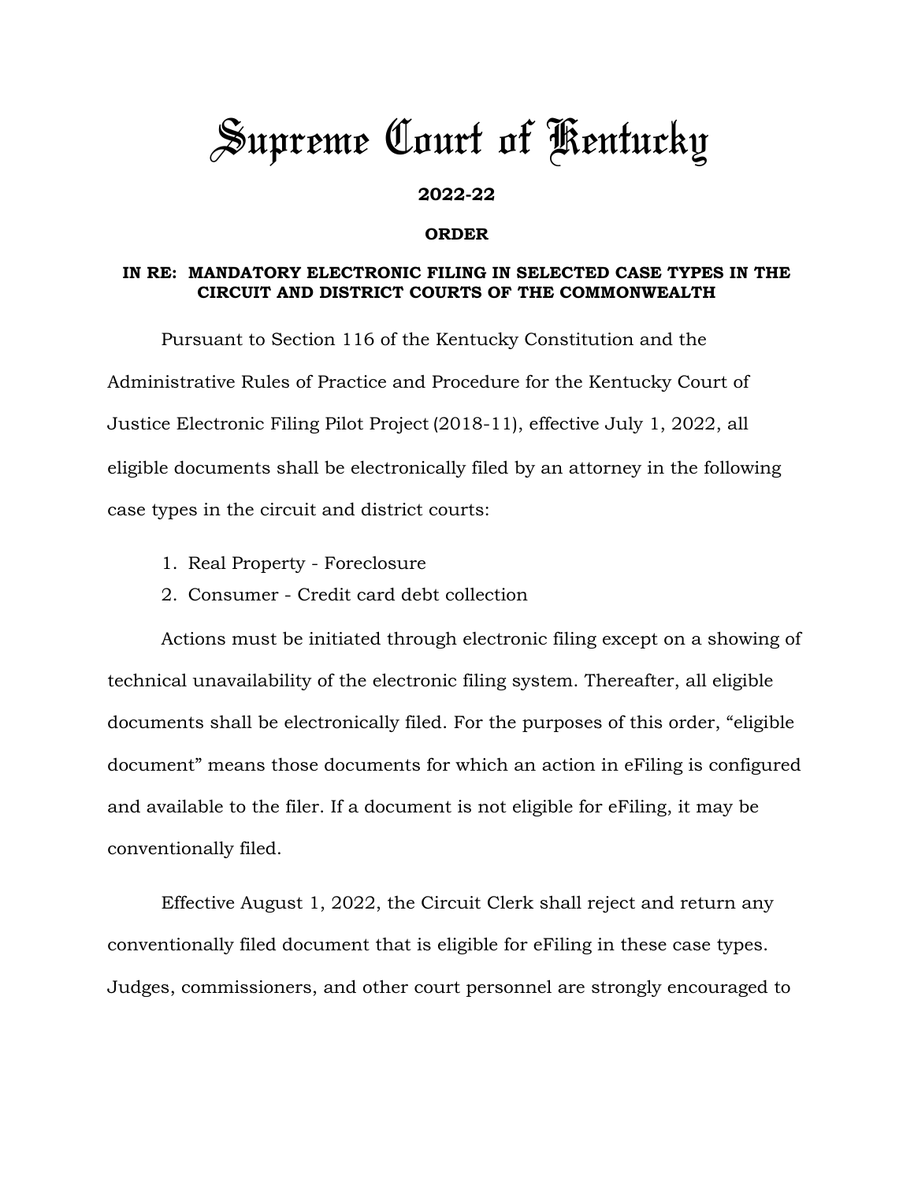# Supreme Court of Kentucky

**2022-22**

**ORDER**

**IN RE: MANDATORY ELECTRONIC FILING IN SELECTED CASE TYPES IN THE CIRCUIT AND DISTRICT COURTS OF THE COMMONWEALTH**

Pursuant to Section 116 of the Kentucky Constitution and the Administrative Rules of Practice and Procedure for the Kentucky Court of Justice Electronic Filing Pilot Project (2018-11), effective July 1, 2022, all eligible documents shall be electronically filed by an attorney in the following case types in the circuit and district courts:

1. Real Property - Foreclosure
2. Consumer - Credit card debt collection

Actions must be initiated through electronic filing except on a showing of technical unavailability of the electronic filing system. Thereafter, all eligible documents shall be electronically filed. For the purposes of this order, "eligible document" means those documents for which an action in eFiling is configured and available to the filer. If a document is not eligible for eFiling, it may be conventionally filed.

Effective August 1, 2022, the Circuit Clerk shall reject and return any conventionally filed document that is eligible for eFiling in these case types. Judges, commissioners, and other court personnel are strongly encouraged to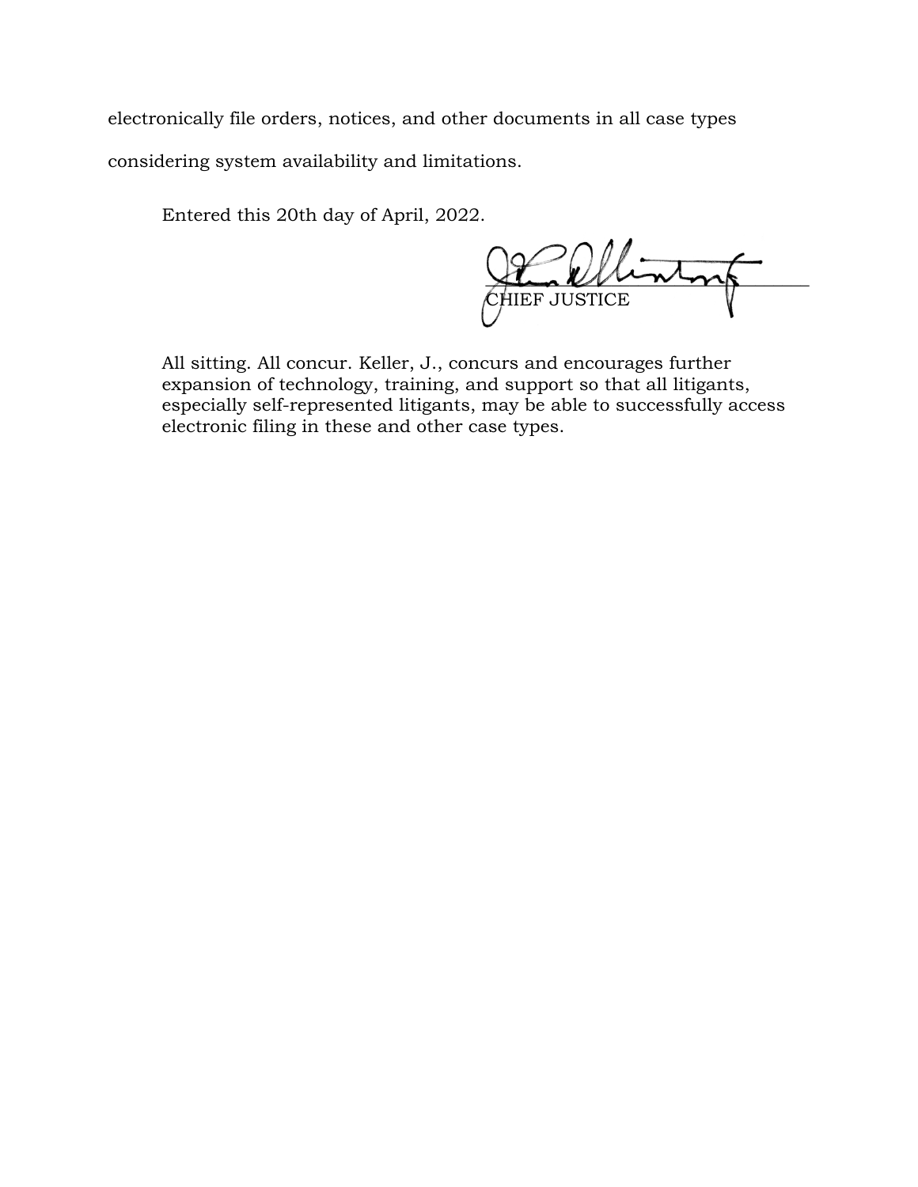electronically file orders, notices, and other documents in all case types considering system availability and limitations.

Entered this 20th day of April, 2022.

CHIEF JUSTICE

All sitting. All concur. Keller, J., concurs and encourages further expansion of technology, training, and support so that all litigants, especially self-represented litigants, may be able to successfully access electronic filing in these and other case types.